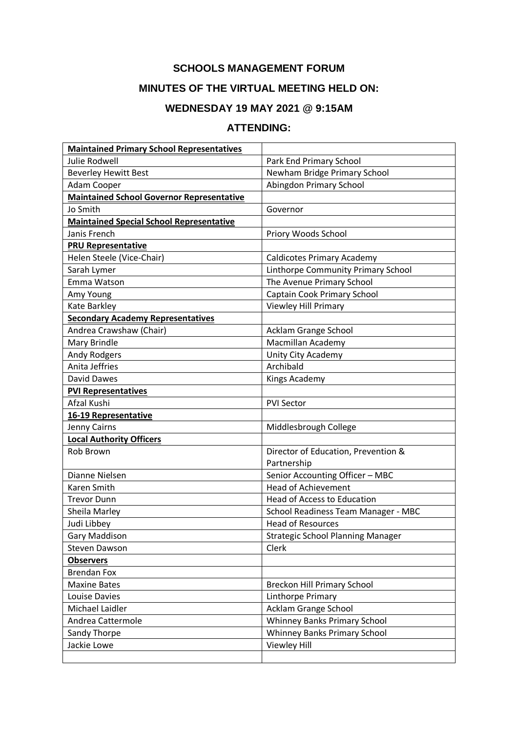# SCHOOLS MANAGEMENT FORUM

## MINUTES OF THE VIRTUAL MEETING HELD ON:

## WEDNESDAY 19 MAY 2021 @ 9:15AM

## ATTENDING:

| **Maintained Primary School Representatives** | |
|---|---|
| Julie Rodwell | Park End Primary School |
| Beverley Hewitt Best | Newham Bridge Primary School |
| Adam Cooper | Abingdon Primary School |
| **Maintained School Governor Representative** | |
| Jo Smith | Governor |
| **Maintained Special School Representative** | |
| Janis French | Priory Woods School |
| **PRU Representative** | |
| Helen Steele (Vice-Chair) | Caldicotes Primary Academy |
| Sarah Lymer | Linthorpe Community Primary School |
| Emma Watson | The Avenue Primary School |
| Amy Young | Captain Cook Primary School |
| Kate Barkley | Viewley Hill Primary |
| **Secondary Academy Representatives** | |
| Andrea Crawshaw (Chair) | Acklam Grange School |
| Mary Brindle | Macmillan Academy |
| Andy Rodgers | Unity City Academy |
| Anita Jeffries | Archibald |
| David Dawes | Kings Academy |
| **PVI Representatives** | |
| Afzal Kushi | PVI Sector |
| **16-19 Representative** | |
| Jenny Cairns | Middlesbrough College |
| **Local Authority Officers** | |
| Rob Brown | Director of Education, Prevention & Partnership |
| Dianne Nielsen | Senior Accounting Officer – MBC |
| Karen Smith | Head of Achievement |
| Trevor Dunn | Head of Access to Education |
| Sheila Marley | School Readiness Team Manager - MBC |
| Judi Libbey | Head of Resources |
| Gary Maddison | Strategic School Planning Manager |
| Steven Dawson | Clerk |
| **Observers** | |
| Brendan Fox | |
| Maxine Bates | Breckon Hill Primary School |
| Louise Davies | Linthorpe Primary |
| Michael Laidler | Acklam Grange School |
| Andrea Cattermole | Whinney Banks Primary School |
| Sandy Thorpe | Whinney Banks Primary School |
| Jackie Lowe | Viewley Hill |
| | |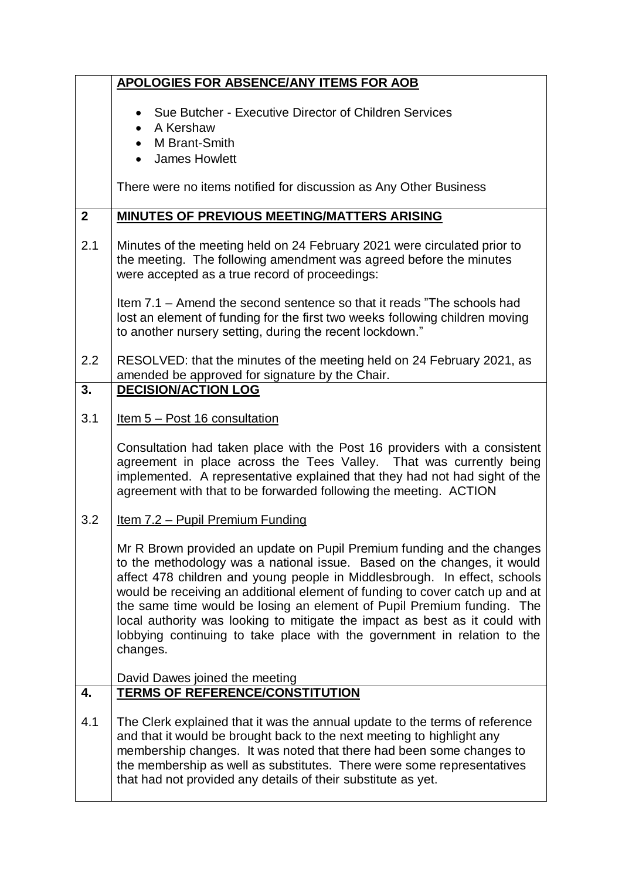| | |
|---|---|
| | **APOLOGIES FOR ABSENCE/ANY ITEMS FOR AOB**<br><br>• Sue Butcher - Executive Director of Children Services<br>• A Kershaw<br>• M Brant-Smith<br>• James Howlett<br><br>There were no items notified for discussion as Any Other Business |
| **2** | **MINUTES OF PREVIOUS MEETING/MATTERS ARISING** |
| 2.1 | Minutes of the meeting held on 24 February 2021 were circulated prior to the meeting. The following amendment was agreed before the minutes were accepted as a true record of proceedings:<br><br>Item 7.1 – Amend the second sentence so that it reads "The schools had lost an element of funding for the first two weeks following children moving to another nursery setting, during the recent lockdown." |
| 2.2 | RESOLVED: that the minutes of the meeting held on 24 February 2021, as amended be approved for signature by the Chair. |
| **3.** | **DECISION/ACTION LOG** |
| 3.1 | Item 5 – Post 16 consultation<br><br>Consultation had taken place with the Post 16 providers with a consistent agreement in place across the Tees Valley. That was currently being implemented. A representative explained that they had not had sight of the agreement with that to be forwarded following the meeting. ACTION |
| 3.2 | Item 7.2 – Pupil Premium Funding<br><br>Mr R Brown provided an update on Pupil Premium funding and the changes to the methodology was a national issue. Based on the changes, it would affect 478 children and young people in Middlesbrough. In effect, schools would be receiving an additional element of funding to cover catch up and at the same time would be losing an element of Pupil Premium funding. The local authority was looking to mitigate the impact as best as it could with lobbying continuing to take place with the government in relation to the changes.<br><br>David Dawes joined the meeting |
| **4.** | **TERMS OF REFERENCE/CONSTITUTION** |
| 4.1 | The Clerk explained that it was the annual update to the terms of reference and that it would be brought back to the next meeting to highlight any membership changes. It was noted that there had been some changes to the membership as well as substitutes. There were some representatives that had not provided any details of their substitute as yet. |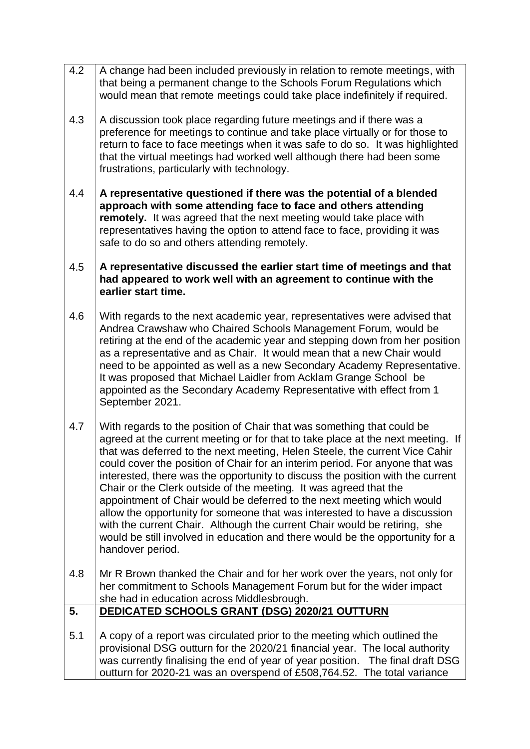| | |
|---|---|
| 4.2 | A change had been included previously in relation to remote meetings, with that being a permanent change to the Schools Forum Regulations which would mean that remote meetings could take place indefinitely if required. |
| 4.3 | A discussion took place regarding future meetings and if there was a preference for meetings to continue and take place virtually or for those to return to face to face meetings when it was safe to do so. It was highlighted that the virtual meetings had worked well although there had been some frustrations, particularly with technology. |
| 4.4 | **A representative questioned if there was the potential of a blended approach with some attending face to face and others attending remotely.** It was agreed that the next meeting would take place with representatives having the option to attend face to face, providing it was safe to do so and others attending remotely. |
| 4.5 | **A representative discussed the earlier start time of meetings and that had appeared to work well with an agreement to continue with the earlier start time.** |
| 4.6 | With regards to the next academic year, representatives were advised that Andrea Crawshaw who Chaired Schools Management Forum, would be retiring at the end of the academic year and stepping down from her position as a representative and as Chair. It would mean that a new Chair would need to be appointed as well as a new Secondary Academy Representative. It was proposed that Michael Laidler from Acklam Grange School be appointed as the Secondary Academy Representative with effect from 1 September 2021. |
| 4.7 | With regards to the position of Chair that was something that could be agreed at the current meeting or for that to take place at the next meeting. If that was deferred to the next meeting, Helen Steele, the current Vice Cahir could cover the position of Chair for an interim period. For anyone that was interested, there was the opportunity to discuss the position with the current Chair or the Clerk outside of the meeting. It was agreed that the appointment of Chair would be deferred to the next meeting which would allow the opportunity for someone that was interested to have a discussion with the current Chair. Although the current Chair would be retiring, she would be still involved in education and there would be the opportunity for a handover period. |
| 4.8 | Mr R Brown thanked the Chair and for her work over the years, not only for her commitment to Schools Management Forum but for the wider impact she had in education across Middlesbrough. |
| **5.** | **DEDICATED SCHOOLS GRANT (DSG) 2020/21 OUTTURN** |
| 5.1 | A copy of a report was circulated prior to the meeting which outlined the provisional DSG outturn for the 2020/21 financial year. The local authority was currently finalising the end of year of year position. The final draft DSG outturn for 2020-21 was an overspend of £508,764.52. The total variance |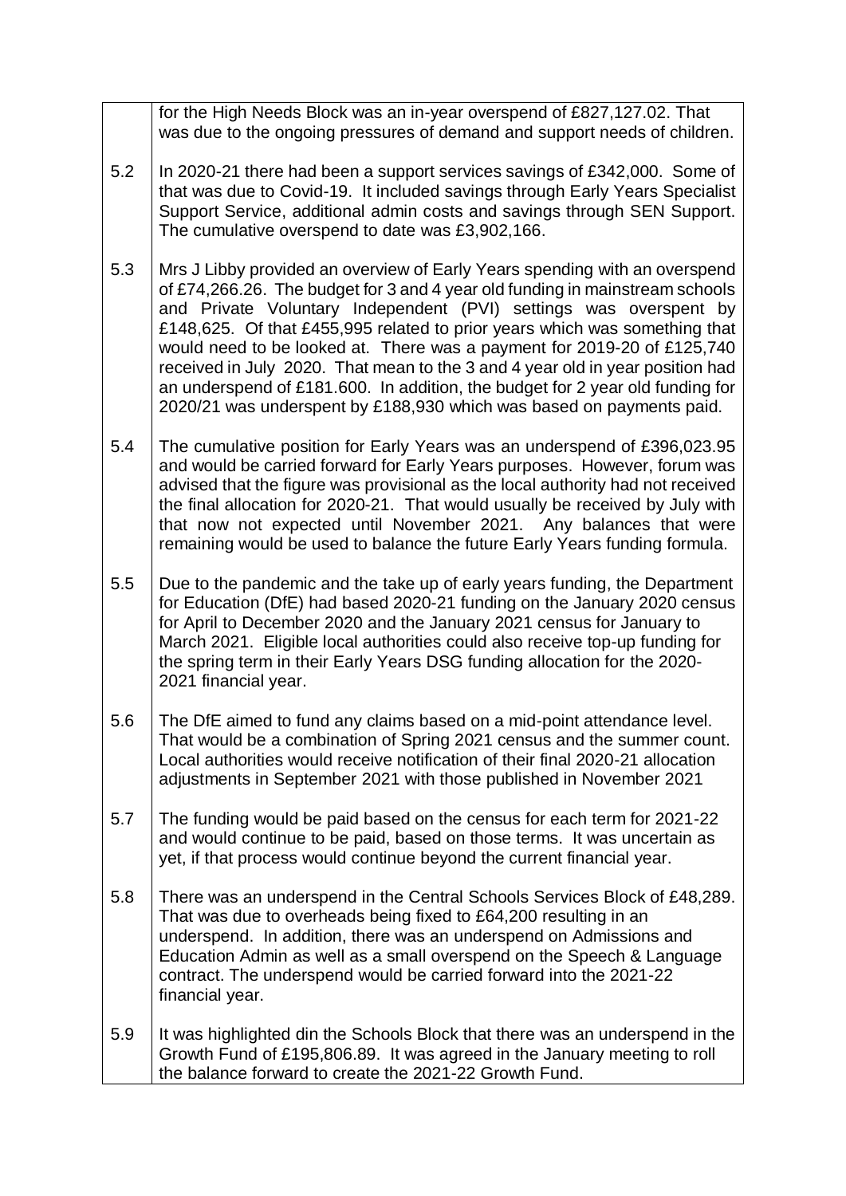| | |
|---|---|
| | for the High Needs Block was an in-year overspend of £827,127.02. That was due to the ongoing pressures of demand and support needs of children. |
| 5.2 | In 2020-21 there had been a support services savings of £342,000. Some of that was due to Covid-19. It included savings through Early Years Specialist Support Service, additional admin costs and savings through SEN Support. The cumulative overspend to date was £3,902,166. |
| 5.3 | Mrs J Libby provided an overview of Early Years spending with an overspend of £74,266.26. The budget for 3 and 4 year old funding in mainstream schools and Private Voluntary Independent (PVI) settings was overspent by £148,625. Of that £455,995 related to prior years which was something that would need to be looked at. There was a payment for 2019-20 of £125,740 received in July 2020. That mean to the 3 and 4 year old in year position had an underspend of £181.600. In addition, the budget for 2 year old funding for 2020/21 was underspent by £188,930 which was based on payments paid. |
| 5.4 | The cumulative position for Early Years was an underspend of £396,023.95 and would be carried forward for Early Years purposes. However, forum was advised that the figure was provisional as the local authority had not received the final allocation for 2020-21. That would usually be received by July with that now not expected until November 2021. Any balances that were remaining would be used to balance the future Early Years funding formula. |
| 5.5 | Due to the pandemic and the take up of early years funding, the Department for Education (DfE) had based 2020-21 funding on the January 2020 census for April to December 2020 and the January 2021 census for January to March 2021. Eligible local authorities could also receive top-up funding for the spring term in their Early Years DSG funding allocation for the 2020-2021 financial year. |
| 5.6 | The DfE aimed to fund any claims based on a mid-point attendance level. That would be a combination of Spring 2021 census and the summer count. Local authorities would receive notification of their final 2020-21 allocation adjustments in September 2021 with those published in November 2021 |
| 5.7 | The funding would be paid based on the census for each term for 2021-22 and would continue to be paid, based on those terms. It was uncertain as yet, if that process would continue beyond the current financial year. |
| 5.8 | There was an underspend in the Central Schools Services Block of £48,289. That was due to overheads being fixed to £64,200 resulting in an underspend. In addition, there was an underspend on Admissions and Education Admin as well as a small overspend on the Speech & Language contract. The underspend would be carried forward into the 2021-22 financial year. |
| 5.9 | It was highlighted din the Schools Block that there was an underspend in the Growth Fund of £195,806.89. It was agreed in the January meeting to roll the balance forward to create the 2021-22 Growth Fund. |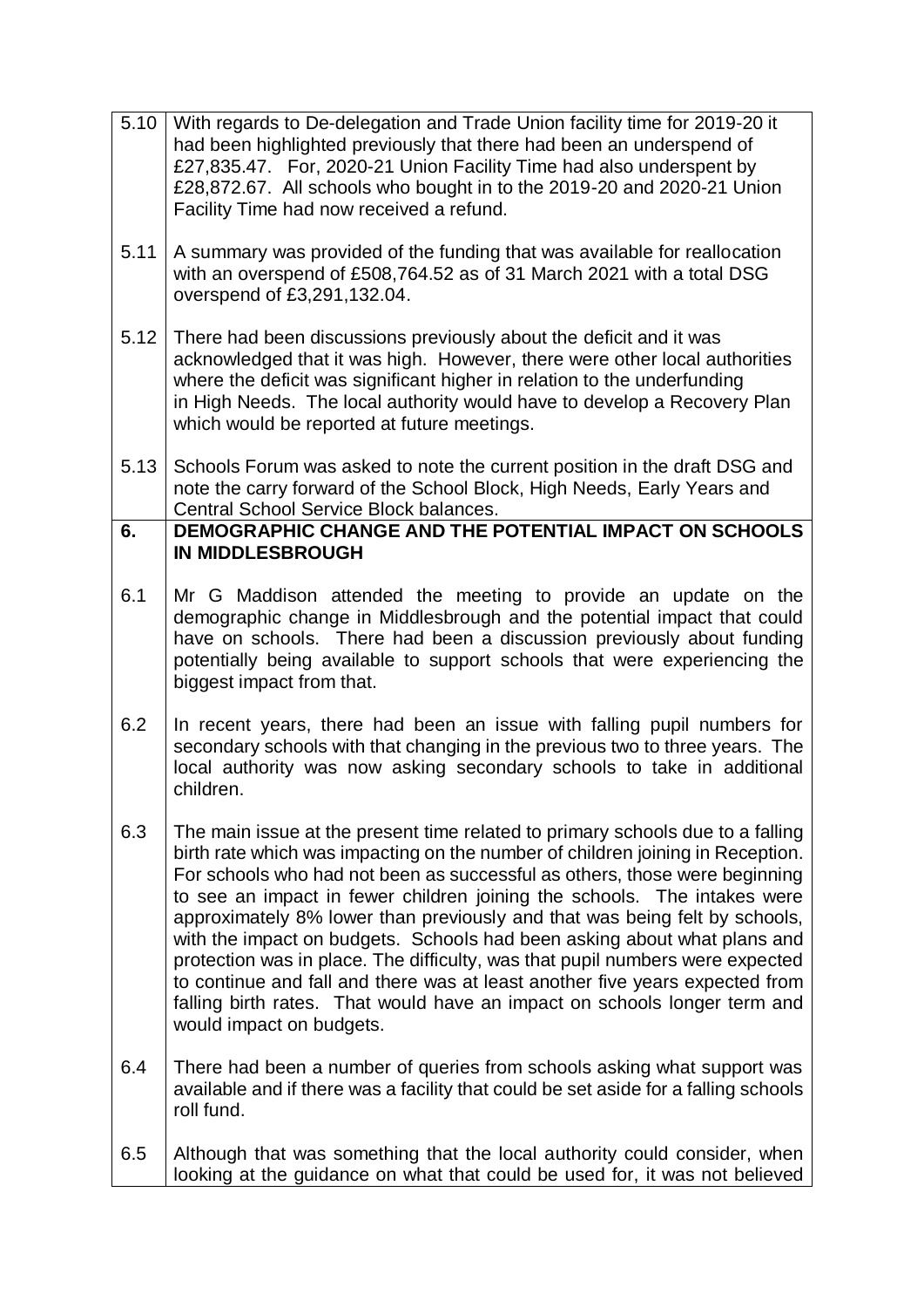| | |
|---|---|
| 5.10 | With regards to De-delegation and Trade Union facility time for 2019-20 it had been highlighted previously that there had been an underspend of £27,835.47. For, 2020-21 Union Facility Time had also underspent by £28,872.67. All schools who bought in to the 2019-20 and 2020-21 Union Facility Time had now received a refund. |
| 5.11 | A summary was provided of the funding that was available for reallocation with an overspend of £508,764.52 as of 31 March 2021 with a total DSG overspend of £3,291,132.04. |
| 5.12 | There had been discussions previously about the deficit and it was acknowledged that it was high. However, there were other local authorities where the deficit was significant higher in relation to the underfunding in High Needs. The local authority would have to develop a Recovery Plan which would be reported at future meetings. |
| 5.13 | Schools Forum was asked to note the current position in the draft DSG and note the carry forward of the School Block, High Needs, Early Years and Central School Service Block balances. |
| **6.** | **DEMOGRAPHIC CHANGE AND THE POTENTIAL IMPACT ON SCHOOLS IN MIDDLESBROUGH** |
| 6.1 | Mr G Maddison attended the meeting to provide an update on the demographic change in Middlesbrough and the potential impact that could have on schools. There had been a discussion previously about funding potentially being available to support schools that were experiencing the biggest impact from that. |
| 6.2 | In recent years, there had been an issue with falling pupil numbers for secondary schools with that changing in the previous two to three years. The local authority was now asking secondary schools to take in additional children. |
| 6.3 | The main issue at the present time related to primary schools due to a falling birth rate which was impacting on the number of children joining in Reception. For schools who had not been as successful as others, those were beginning to see an impact in fewer children joining the schools. The intakes were approximately 8% lower than previously and that was being felt by schools, with the impact on budgets. Schools had been asking about what plans and protection was in place. The difficulty, was that pupil numbers were expected to continue and fall and there was at least another five years expected from falling birth rates. That would have an impact on schools longer term and would impact on budgets. |
| 6.4 | There had been a number of queries from schools asking what support was available and if there was a facility that could be set aside for a falling schools roll fund. |
| 6.5 | Although that was something that the local authority could consider, when looking at the guidance on what that could be used for, it was not believed |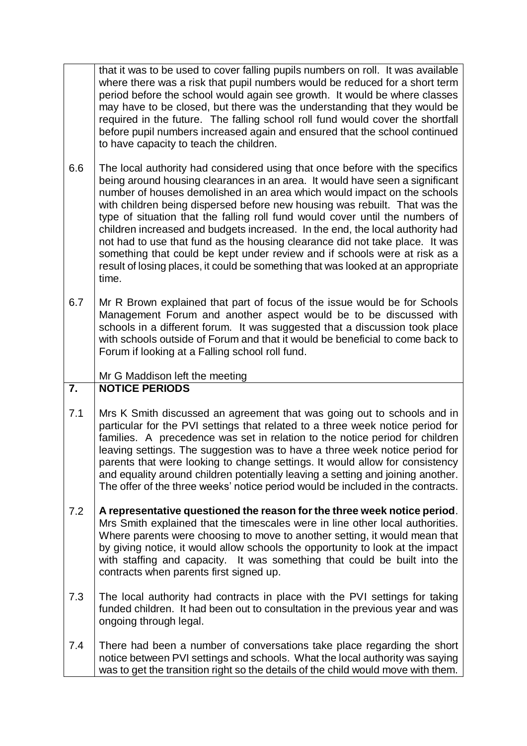| | |
|---|---|
| | that it was to be used to cover falling pupils numbers on roll. It was available where there was a risk that pupil numbers would be reduced for a short term period before the school would again see growth. It would be where classes may have to be closed, but there was the understanding that they would be required in the future. The falling school roll fund would cover the shortfall before pupil numbers increased again and ensured that the school continued to have capacity to teach the children. |
| 6.6 | The local authority had considered using that once before with the specifics being around housing clearances in an area. It would have seen a significant number of houses demolished in an area which would impact on the schools with children being dispersed before new housing was rebuilt. That was the type of situation that the falling roll fund would cover until the numbers of children increased and budgets increased. In the end, the local authority had not had to use that fund as the housing clearance did not take place. It was something that could be kept under review and if schools were at risk as a result of losing places, it could be something that was looked at an appropriate time. |
| 6.7 | Mr R Brown explained that part of focus of the issue would be for Schools Management Forum and another aspect would be to be discussed with schools in a different forum. It was suggested that a discussion took place with schools outside of Forum and that it would be beneficial to come back to Forum if looking at a Falling school roll fund.<br><br>Mr G Maddison left the meeting |
| **7.** | **NOTICE PERIODS** |
| 7.1 | Mrs K Smith discussed an agreement that was going out to schools and in particular for the PVI settings that related to a three week notice period for families. A precedence was set in relation to the notice period for children leaving settings. The suggestion was to have a three week notice period for parents that were looking to change settings. It would allow for consistency and equality around children potentially leaving a setting and joining another. The offer of the three weeks' notice period would be included in the contracts. |
| 7.2 | **A representative questioned the reason for the three week notice period**. Mrs Smith explained that the timescales were in line other local authorities. Where parents were choosing to move to another setting, it would mean that by giving notice, it would allow schools the opportunity to look at the impact with staffing and capacity. It was something that could be built into the contracts when parents first signed up. |
| 7.3 | The local authority had contracts in place with the PVI settings for taking funded children. It had been out to consultation in the previous year and was ongoing through legal. |
| 7.4 | There had been a number of conversations take place regarding the short notice between PVI settings and schools. What the local authority was saying was to get the transition right so the details of the child would move with them. |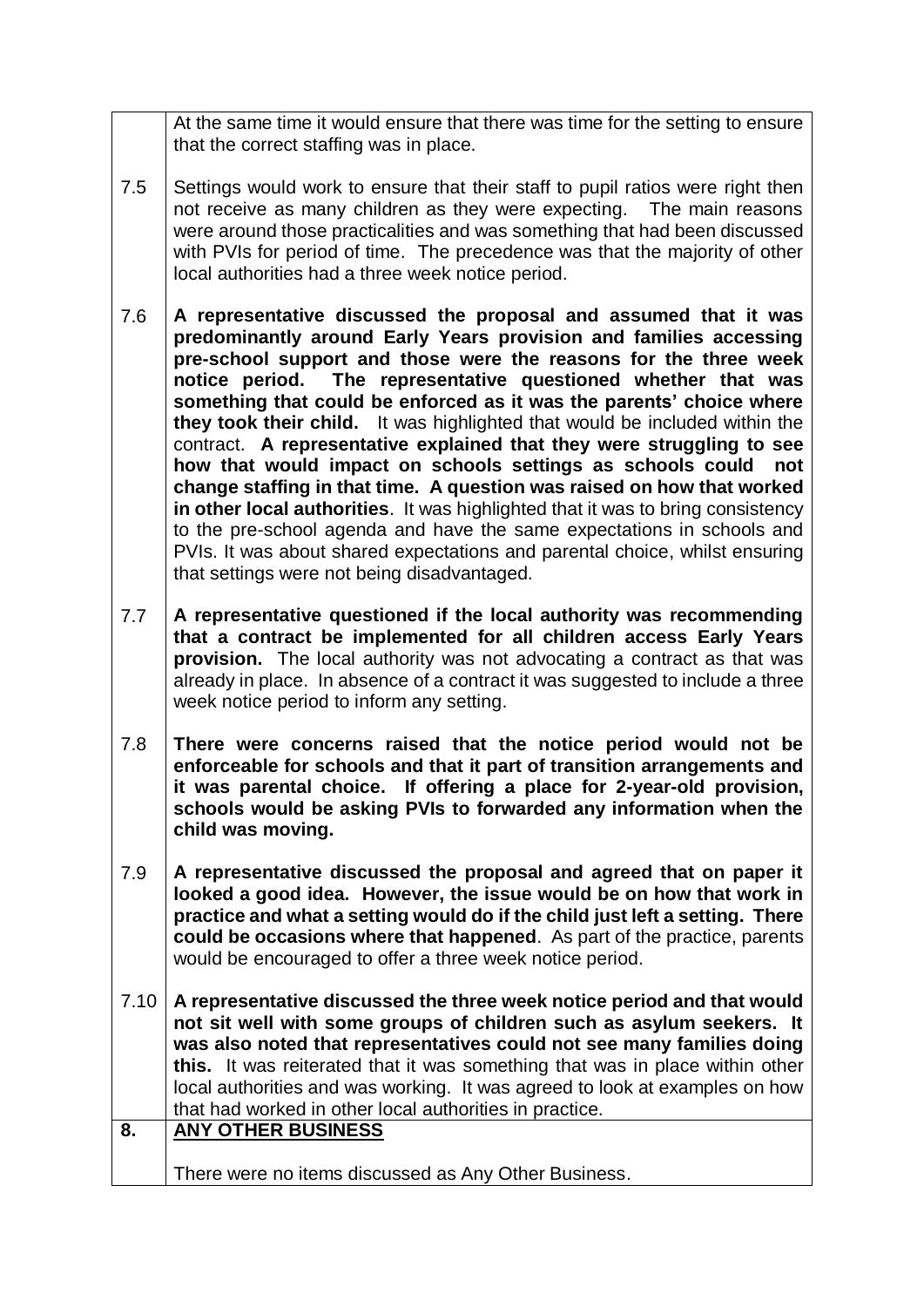At the same time it would ensure that there was time for the setting to ensure that the correct staffing was in place.

7.5 Settings would work to ensure that their staff to pupil ratios were right then not receive as many children as they were expecting. The main reasons were around those practicalities and was something that had been discussed with PVIs for period of time. The precedence was that the majority of other local authorities had a three week notice period.

7.6 **A representative discussed the proposal and assumed that it was predominantly around Early Years provision and families accessing pre-school support and those were the reasons for the three week notice period. The representative questioned whether that was something that could be enforced as it was the parents' choice where they took their child.** It was highlighted that would be included within the contract. **A representative explained that they were struggling to see how that would impact on schools settings as schools could not change staffing in that time. A question was raised on how that worked in other local authorities**. It was highlighted that it was to bring consistency to the pre-school agenda and have the same expectations in schools and PVIs. It was about shared expectations and parental choice, whilst ensuring that settings were not being disadvantaged.

7.7 **A representative questioned if the local authority was recommending that a contract be implemented for all children access Early Years provision.** The local authority was not advocating a contract as that was already in place. In absence of a contract it was suggested to include a three week notice period to inform any setting.

7.8 **There were concerns raised that the notice period would not be enforceable for schools and that it part of transition arrangements and it was parental choice. If offering a place for 2-year-old provision, schools would be asking PVIs to forwarded any information when the child was moving.**

7.9 **A representative discussed the proposal and agreed that on paper it looked a good idea. However, the issue would be on how that work in practice and what a setting would do if the child just left a setting. There could be occasions where that happened**. As part of the practice, parents would be encouraged to offer a three week notice period.

7.10 **A representative discussed the three week notice period and that would not sit well with some groups of children such as asylum seekers. It was also noted that representatives could not see many families doing this.** It was reiterated that it was something that was in place within other local authorities and was working. It was agreed to look at examples on how that had worked in other local authorities in practice.

## 8. ANY OTHER BUSINESS

There were no items discussed as Any Other Business.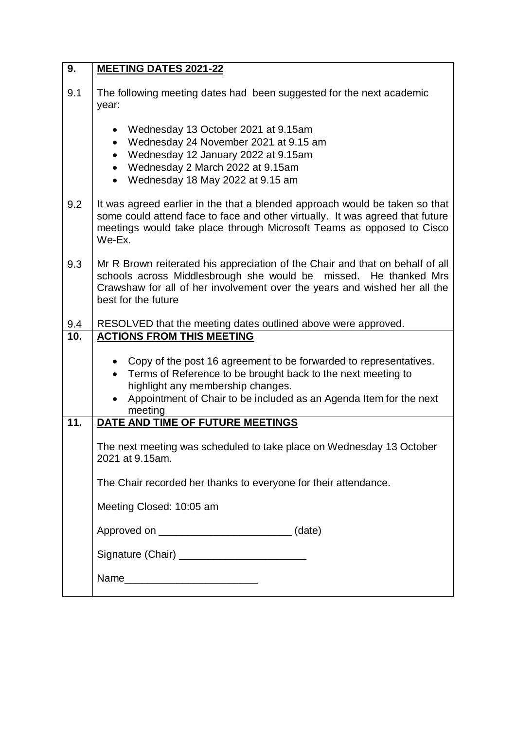| | |
|---|---|
| **9.** | **MEETING DATES 2021-22** |
| 9.1 | The following meeting dates had been suggested for the next academic year:<br><br>• Wednesday 13 October 2021 at 9.15am<br>• Wednesday 24 November 2021 at 9.15 am<br>• Wednesday 12 January 2022 at 9.15am<br>• Wednesday 2 March 2022 at 9.15am<br>• Wednesday 18 May 2022 at 9.15 am |
| 9.2 | It was agreed earlier in the that a blended approach would be taken so that some could attend face to face and other virtually. It was agreed that future meetings would take place through Microsoft Teams as opposed to Cisco We-Ex. |
| 9.3 | Mr R Brown reiterated his appreciation of the Chair and that on behalf of all schools across Middlesbrough she would be missed. He thanked Mrs Crawshaw for all of her involvement over the years and wished her all the best for the future |
| 9.4 | RESOLVED that the meeting dates outlined above were approved. |
| **10.** | **ACTIONS FROM THIS MEETING**<br><br>• Copy of the post 16 agreement to be forwarded to representatives.<br>• Terms of Reference to be brought back to the next meeting to highlight any membership changes.<br>• Appointment of Chair to be included as an Agenda Item for the next meeting |
| **11.** | **DATE AND TIME OF FUTURE MEETINGS**<br><br>The next meeting was scheduled to take place on Wednesday 13 October 2021 at 9.15am.<br><br>The Chair recorded her thanks to everyone for their attendance.<br><br>Meeting Closed: 10:05 am<br><br>Approved on _______________________ (date)<br><br>Signature (Chair) ______________________<br><br>Name_______________________ |